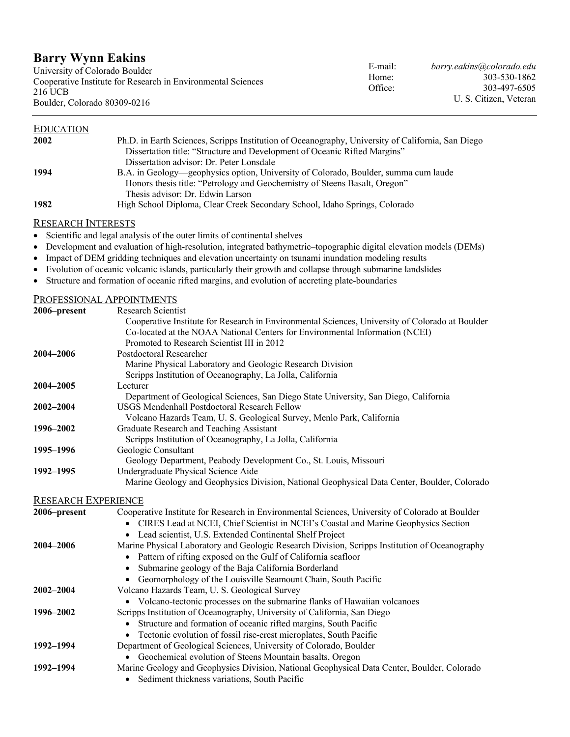# Barry Wynn Eakins

University of Colorado Boulder
Cooperative Institute for Research in Environmental Sciences
216 UCB
Boulder, Colorado 80309-0216

E-mail: *barry.eakins@colorado.edu*
Home: 303-530-1862
Office: 303-497-6505
U. S. Citizen, Veteran

## EDUCATION

**2002** Ph.D. in Earth Sciences, Scripps Institution of Oceanography, University of California, San Diego
Dissertation title: "Structure and Development of Oceanic Rifted Margins"
Dissertation advisor: Dr. Peter Lonsdale

**1994** B.A. in Geology—geophysics option, University of Colorado, Boulder, summa cum laude
Honors thesis title: "Petrology and Geochemistry of Steens Basalt, Oregon"
Thesis advisor: Dr. Edwin Larson

**1982** High School Diploma, Clear Creek Secondary School, Idaho Springs, Colorado

## RESEARCH INTERESTS

- Scientific and legal analysis of the outer limits of continental shelves
- Development and evaluation of high-resolution, integrated bathymetric–topographic digital elevation models (DEMs)
- Impact of DEM gridding techniques and elevation uncertainty on tsunami inundation modeling results
- Evolution of oceanic volcanic islands, particularly their growth and collapse through submarine landslides
- Structure and formation of oceanic rifted margins, and evolution of accreting plate-boundaries

## PROFESSIONAL APPOINTMENTS

**2006–present** Research Scientist
Cooperative Institute for Research in Environmental Sciences, University of Colorado at Boulder
Co-located at the NOAA National Centers for Environmental Information (NCEI)
Promoted to Research Scientist III in 2012

**2004–2006** Postdoctoral Researcher
Marine Physical Laboratory and Geologic Research Division
Scripps Institution of Oceanography, La Jolla, California

**2004–2005** Lecturer
Department of Geological Sciences, San Diego State University, San Diego, California

**2002–2004** USGS Mendenhall Postdoctoral Research Fellow
Volcano Hazards Team, U. S. Geological Survey, Menlo Park, California

**1996–2002** Graduate Research and Teaching Assistant
Scripps Institution of Oceanography, La Jolla, California

**1995–1996** Geologic Consultant
Geology Department, Peabody Development Co., St. Louis, Missouri

**1992–1995** Undergraduate Physical Science Aide
Marine Geology and Geophysics Division, National Geophysical Data Center, Boulder, Colorado

## RESEARCH EXPERIENCE

**2006–present** Cooperative Institute for Research in Environmental Sciences, University of Colorado at Boulder
- CIRES Lead at NCEI, Chief Scientist in NCEI's Coastal and Marine Geophysics Section
- Lead scientist, U.S. Extended Continental Shelf Project

**2004–2006** Marine Physical Laboratory and Geologic Research Division, Scripps Institution of Oceanography
- Pattern of rifting exposed on the Gulf of California seafloor
- Submarine geology of the Baja California Borderland
- Geomorphology of the Louisville Seamount Chain, South Pacific

**2002–2004** Volcano Hazards Team, U. S. Geological Survey
- Volcano-tectonic processes on the submarine flanks of Hawaiian volcanoes

**1996–2002** Scripps Institution of Oceanography, University of California, San Diego
- Structure and formation of oceanic rifted margins, South Pacific
- Tectonic evolution of fossil rise-crest microplates, South Pacific

**1992–1994** Department of Geological Sciences, University of Colorado, Boulder
- Geochemical evolution of Steens Mountain basalts, Oregon

**1992–1994** Marine Geology and Geophysics Division, National Geophysical Data Center, Boulder, Colorado
- Sediment thickness variations, South Pacific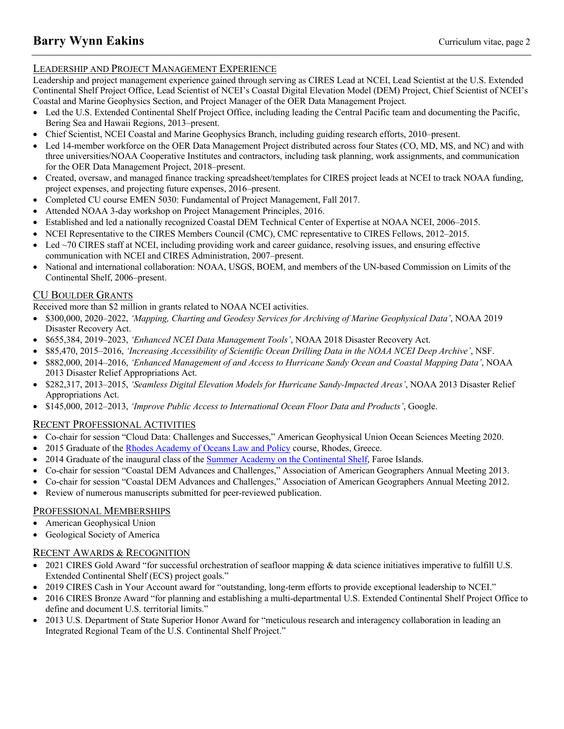## Leadership and Project Management Experience

Leadership and project management experience gained through serving as CIRES Lead at NCEI, Lead Scientist at the U.S. Extended Continental Shelf Project Office, Lead Scientist of NCEI's Coastal Digital Elevation Model (DEM) Project, Chief Scientist of NCEI's Coastal and Marine Geophysics Section, and Project Manager of the OER Data Management Project.

- Led the U.S. Extended Continental Shelf Project Office, including leading the Central Pacific team and documenting the Pacific, Bering Sea and Hawaii Regions, 2013–present.
- Chief Scientist, NCEI Coastal and Marine Geophysics Branch, including guiding research efforts, 2010–present.
- Led 14-member workforce on the OER Data Management Project distributed across four States (CO, MD, MS, and NC) and with three universities/NOAA Cooperative Institutes and contractors, including task planning, work assignments, and communication for the OER Data Management Project, 2018–present.
- Created, oversaw, and managed finance tracking spreadsheet/templates for CIRES project leads at NCEI to track NOAA funding, project expenses, and projecting future expenses, 2016–present.
- Completed CU course EMEN 5030: Fundamental of Project Management, Fall 2017.
- Attended NOAA 3-day workshop on Project Management Principles, 2016.
- Established and led a nationally recognized Coastal DEM Technical Center of Expertise at NOAA NCEI, 2006–2015.
- NCEI Representative to the CIRES Members Council (CMC), CMC representative to CIRES Fellows, 2012–2015.
- Led ~70 CIRES staff at NCEI, including providing work and career guidance, resolving issues, and ensuring effective communication with NCEI and CIRES Administration, 2007–present.
- National and international collaboration: NOAA, USGS, BOEM, and members of the UN-based Commission on Limits of the Continental Shelf, 2006–present.

## CU Boulder Grants

Received more than $2 million in grants related to NOAA NCEI activities.

- $300,000, 2020–2022, *'Mapping, Charting and Geodesy Services for Archiving of Marine Geophysical Data'*, NOAA 2019 Disaster Recovery Act.
- $655,384, 2019–2023, *'Enhanced NCEI Data Management Tools'*, NOAA 2018 Disaster Recovery Act.
- $85,470, 2015–2016, *'Increasing Accessibility of Scientific Ocean Drilling Data in the NOAA NCEI Deep Archive'*, NSF.
- $882,000, 2014–2016, *'Enhanced Management of and Access to Hurricane Sandy Ocean and Coastal Mapping Data'*, NOAA 2013 Disaster Relief Appropriations Act.
- $282,317, 2013–2015, *'Seamless Digital Elevation Models for Hurricane Sandy-Impacted Areas'*, NOAA 2013 Disaster Relief Appropriations Act.
- $145,000, 2012–2013, *'Improve Public Access to International Ocean Floor Data and Products'*, Google.

## Recent Professional Activities

- Co-chair for session "Cloud Data: Challenges and Successes," American Geophysical Union Ocean Sciences Meeting 2020.
- 2015 Graduate of the Rhodes Academy of Oceans Law and Policy course, Rhodes, Greece.
- 2014 Graduate of the inaugural class of the Summer Academy on the Continental Shelf, Faroe Islands.
- Co-chair for session "Coastal DEM Advances and Challenges," Association of American Geographers Annual Meeting 2013.
- Co-chair for session "Coastal DEM Advances and Challenges," Association of American Geographers Annual Meeting 2012.
- Review of numerous manuscripts submitted for peer-reviewed publication.

## Professional Memberships

- American Geophysical Union
- Geological Society of America

## Recent Awards & Recognition

- 2021 CIRES Gold Award "for successful orchestration of seafloor mapping & data science initiatives imperative to fulfill U.S. Extended Continental Shelf (ECS) project goals."
- 2019 CIRES Cash in Your Account award for "outstanding, long-term efforts to provide exceptional leadership to NCEI."
- 2016 CIRES Bronze Award "for planning and establishing a multi-departmental U.S. Extended Continental Shelf Project Office to define and document U.S. territorial limits."
- 2013 U.S. Department of State Superior Honor Award for "meticulous research and interagency collaboration in leading an Integrated Regional Team of the U.S. Continental Shelf Project."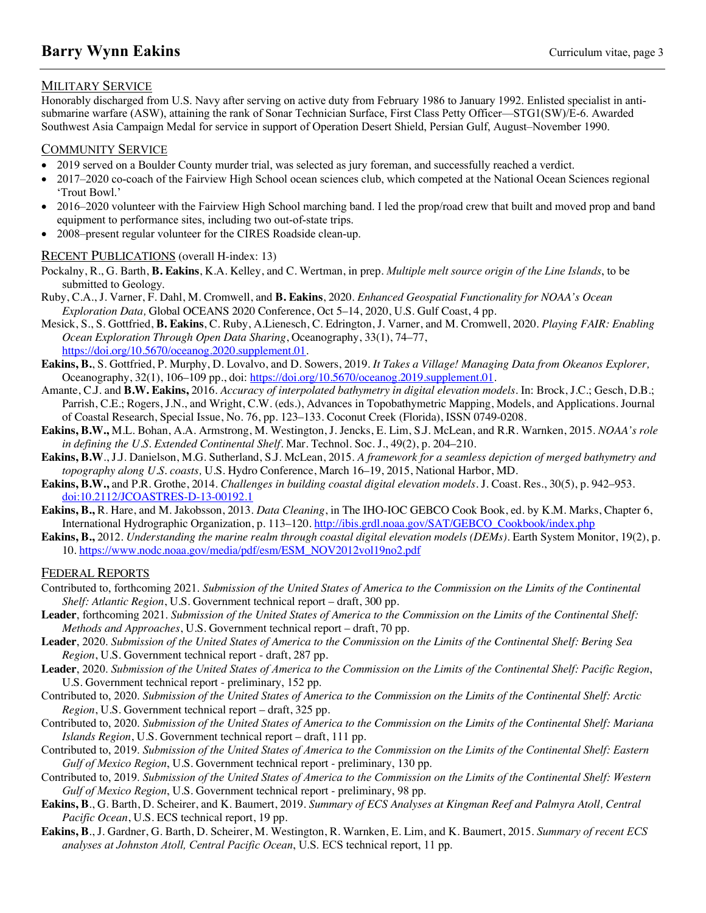## Military Service

Honorably discharged from U.S. Navy after serving on active duty from February 1986 to January 1992. Enlisted specialist in anti-submarine warfare (ASW), attaining the rank of Sonar Technician Surface, First Class Petty Officer—STG1(SW)/E-6. Awarded Southwest Asia Campaign Medal for service in support of Operation Desert Shield, Persian Gulf, August–November 1990.

## Community Service

- 2019 served on a Boulder County murder trial, was selected as jury foreman, and successfully reached a verdict.
- 2017–2020 co-coach of the Fairview High School ocean sciences club, which competed at the National Ocean Sciences regional 'Trout Bowl.'
- 2016–2020 volunteer with the Fairview High School marching band. I led the prop/road crew that built and moved prop and band equipment to performance sites, including two out-of-state trips.
- 2008–present regular volunteer for the CIRES Roadside clean-up.

## Recent Publications (overall H-index: 13)

Pockalny, R., G. Barth, **B. Eakins**, K.A. Kelley, and C. Wertman, in prep. *Multiple melt source origin of the Line Islands*, to be submitted to Geology.

Ruby, C.A., J. Varner, F. Dahl, M. Cromwell, and **B. Eakins**, 2020. *Enhanced Geospatial Functionality for NOAA's Ocean Exploration Data,* Global OCEANS 2020 Conference, Oct 5–14, 2020, U.S. Gulf Coast, 4 pp.

Mesick, S., S. Gottfried, **B. Eakins**, C. Ruby, A.Lienesch, C. Edrington, J. Varner, and M. Cromwell, 2020. *Playing FAIR: Enabling Ocean Exploration Through Open Data Sharing*, Oceanography, 33(1), 74–77, https://doi.org/10.5670/oceanog.2020.supplement.01.

**Eakins, B.**, S. Gottfried, P. Murphy, D. Lovalvo, and D. Sowers, 2019. *It Takes a Village! Managing Data from Okeanos Explorer,* Oceanography, 32(1), 106–109 pp., doi: https://doi.org/10.5670/oceanog.2019.supplement.01.

Amante, C.J. and **B.W. Eakins,** 2016. *Accuracy of interpolated bathymetry in digital elevation models*. In: Brock, J.C.; Gesch, D.B.; Parrish, C.E.; Rogers, J.N., and Wright, C.W. (eds.), Advances in Topobathymetric Mapping, Models, and Applications. Journal of Coastal Research, Special Issue, No. 76, pp. 123–133. Coconut Creek (Florida), ISSN 0749-0208.

**Eakins, B.W.,** M.L. Bohan, A.A. Armstrong, M. Westington, J. Jencks, E. Lim, S.J. McLean, and R.R. Warnken, 2015. *NOAA's role in defining the U.S. Extended Continental Shelf*. Mar. Technol. Soc. J., 49(2), p. 204–210.

**Eakins, B.W**., J.J. Danielson, M.G. Sutherland, S.J. McLean, 2015. *A framework for a seamless depiction of merged bathymetry and topography along U.S. coasts,* U.S. Hydro Conference, March 16–19, 2015, National Harbor, MD.

**Eakins, B.W.,** and P.R. Grothe, 2014. *Challenges in building coastal digital elevation models*. J. Coast. Res., 30(5), p. 942–953. doi:10.2112/JCOASTRES-D-13-00192.1

**Eakins, B.,** R. Hare, and M. Jakobsson, 2013. *Data Cleaning*, in The IHO-IOC GEBCO Cook Book, ed. by K.M. Marks, Chapter 6, International Hydrographic Organization, p. 113–120. http://ibis.grdl.noaa.gov/SAT/GEBCO_Cookbook/index.php

**Eakins, B.,** 2012. *Understanding the marine realm through coastal digital elevation models (DEMs)*. Earth System Monitor, 19(2), p. 10. https://www.nodc.noaa.gov/media/pdf/esm/ESM_NOV2012vol19no2.pdf

## Federal Reports

Contributed to, forthcoming 2021. *Submission of the United States of America to the Commission on the Limits of the Continental Shelf: Atlantic Region*, U.S. Government technical report – draft, 300 pp.

**Leader**, forthcoming 2021. *Submission of the United States of America to the Commission on the Limits of the Continental Shelf: Methods and Approaches*, U.S. Government technical report – draft, 70 pp.

**Leader**, 2020. *Submission of the United States of America to the Commission on the Limits of the Continental Shelf: Bering Sea Region*, U.S. Government technical report - draft, 287 pp.

**Leader**, 2020. *Submission of the United States of America to the Commission on the Limits of the Continental Shelf: Pacific Region*, U.S. Government technical report - preliminary, 152 pp.

Contributed to, 2020. *Submission of the United States of America to the Commission on the Limits of the Continental Shelf: Arctic Region*, U.S. Government technical report – draft, 325 pp.

Contributed to, 2020. *Submission of the United States of America to the Commission on the Limits of the Continental Shelf: Mariana Islands Region*, U.S. Government technical report – draft, 111 pp.

Contributed to, 2019. *Submission of the United States of America to the Commission on the Limits of the Continental Shelf: Eastern Gulf of Mexico Region*, U.S. Government technical report - preliminary, 130 pp.

Contributed to, 2019. *Submission of the United States of America to the Commission on the Limits of the Continental Shelf: Western Gulf of Mexico Region*, U.S. Government technical report - preliminary, 98 pp.

**Eakins, B**., G. Barth, D. Scheirer, and K. Baumert, 2019. *Summary of ECS Analyses at Kingman Reef and Palmyra Atoll, Central Pacific Ocean*, U.S. ECS technical report, 19 pp.

**Eakins, B**., J. Gardner, G. Barth, D. Scheirer, M. Westington, R. Warnken, E. Lim, and K. Baumert, 2015. *Summary of recent ECS analyses at Johnston Atoll, Central Pacific Ocean*, U.S. ECS technical report, 11 pp.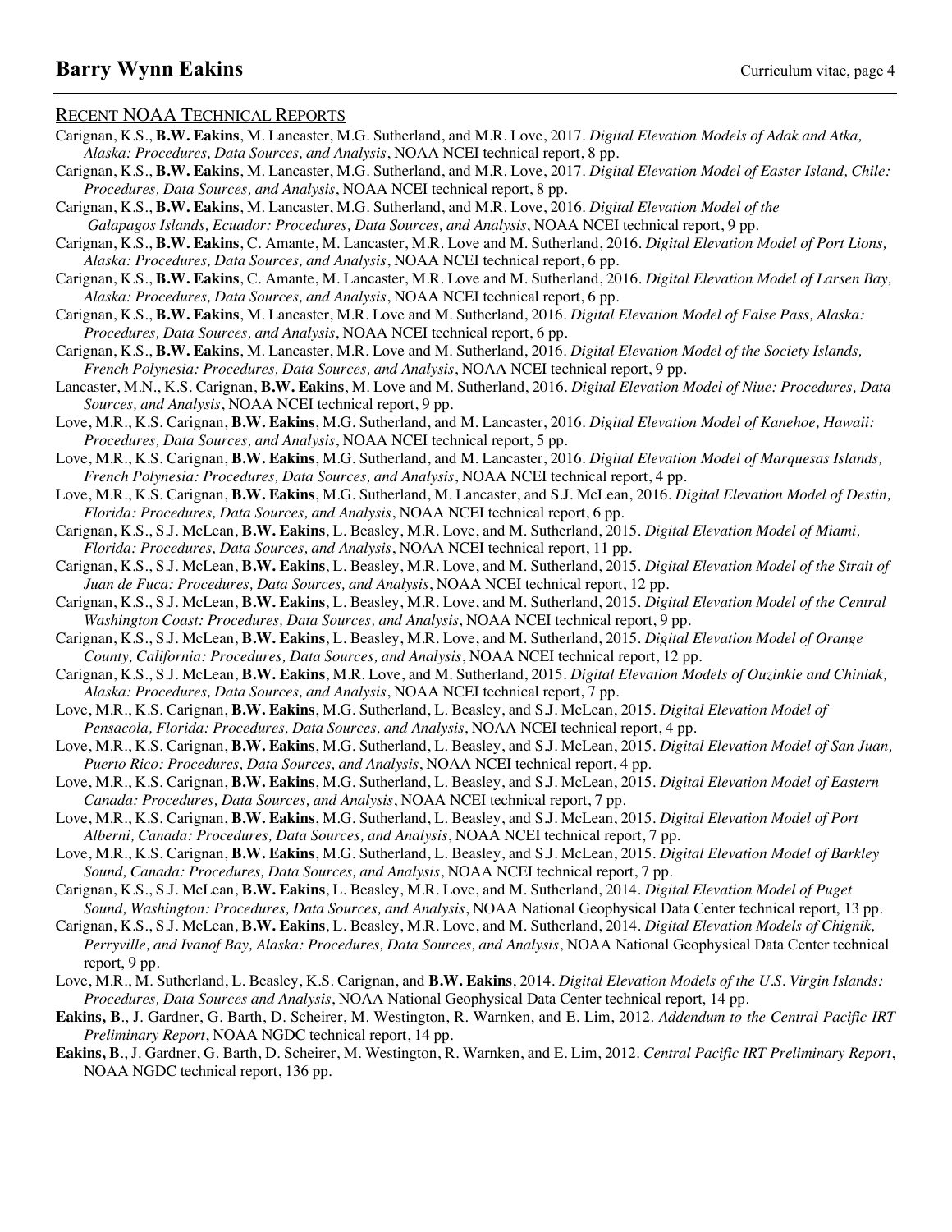## RECENT NOAA TECHNICAL REPORTS

Carignan, K.S., **B.W. Eakins**, M. Lancaster, M.G. Sutherland, and M.R. Love, 2017. *Digital Elevation Models of Adak and Atka, Alaska: Procedures, Data Sources, and Analysis*, NOAA NCEI technical report, 8 pp.

Carignan, K.S., **B.W. Eakins**, M. Lancaster, M.G. Sutherland, and M.R. Love, 2017. *Digital Elevation Model of Easter Island, Chile: Procedures, Data Sources, and Analysis*, NOAA NCEI technical report, 8 pp.

Carignan, K.S., **B.W. Eakins**, M. Lancaster, M.G. Sutherland, and M.R. Love, 2016. *Digital Elevation Model of the Galapagos Islands, Ecuador: Procedures, Data Sources, and Analysis*, NOAA NCEI technical report, 9 pp.

Carignan, K.S., **B.W. Eakins**, C. Amante, M. Lancaster, M.R. Love and M. Sutherland, 2016. *Digital Elevation Model of Port Lions, Alaska: Procedures, Data Sources, and Analysis*, NOAA NCEI technical report, 6 pp.

Carignan, K.S., **B.W. Eakins**, C. Amante, M. Lancaster, M.R. Love and M. Sutherland, 2016. *Digital Elevation Model of Larsen Bay, Alaska: Procedures, Data Sources, and Analysis*, NOAA NCEI technical report, 6 pp.

Carignan, K.S., **B.W. Eakins**, M. Lancaster, M.R. Love and M. Sutherland, 2016. *Digital Elevation Model of False Pass, Alaska: Procedures, Data Sources, and Analysis*, NOAA NCEI technical report, 6 pp.

Carignan, K.S., **B.W. Eakins**, M. Lancaster, M.R. Love and M. Sutherland, 2016. *Digital Elevation Model of the Society Islands, French Polynesia: Procedures, Data Sources, and Analysis*, NOAA NCEI technical report, 9 pp.

Lancaster, M.N., K.S. Carignan, **B.W. Eakins**, M. Love and M. Sutherland, 2016. *Digital Elevation Model of Niue: Procedures, Data Sources, and Analysis*, NOAA NCEI technical report, 9 pp.

Love, M.R., K.S. Carignan, **B.W. Eakins**, M.G. Sutherland, and M. Lancaster, 2016. *Digital Elevation Model of Kanehoe, Hawaii: Procedures, Data Sources, and Analysis*, NOAA NCEI technical report, 5 pp.

Love, M.R., K.S. Carignan, **B.W. Eakins**, M.G. Sutherland, and M. Lancaster, 2016. *Digital Elevation Model of Marquesas Islands, French Polynesia: Procedures, Data Sources, and Analysis*, NOAA NCEI technical report, 4 pp.

Love, M.R., K.S. Carignan, **B.W. Eakins**, M.G. Sutherland, M. Lancaster, and S.J. McLean, 2016. *Digital Elevation Model of Destin, Florida: Procedures, Data Sources, and Analysis*, NOAA NCEI technical report, 6 pp.

Carignan, K.S., S.J. McLean, **B.W. Eakins**, L. Beasley, M.R. Love, and M. Sutherland, 2015. *Digital Elevation Model of Miami, Florida: Procedures, Data Sources, and Analysis*, NOAA NCEI technical report, 11 pp.

Carignan, K.S., S.J. McLean, **B.W. Eakins**, L. Beasley, M.R. Love, and M. Sutherland, 2015. *Digital Elevation Model of the Strait of Juan de Fuca: Procedures, Data Sources, and Analysis*, NOAA NCEI technical report, 12 pp.

Carignan, K.S., S.J. McLean, **B.W. Eakins**, L. Beasley, M.R. Love, and M. Sutherland, 2015. *Digital Elevation Model of the Central Washington Coast: Procedures, Data Sources, and Analysis*, NOAA NCEI technical report, 9 pp.

Carignan, K.S., S.J. McLean, **B.W. Eakins**, L. Beasley, M.R. Love, and M. Sutherland, 2015. *Digital Elevation Model of Orange County, California: Procedures, Data Sources, and Analysis*, NOAA NCEI technical report, 12 pp.

Carignan, K.S., S.J. McLean, **B.W. Eakins**, M.R. Love, and M. Sutherland, 2015. *Digital Elevation Models of Ouzinkie and Chiniak, Alaska: Procedures, Data Sources, and Analysis*, NOAA NCEI technical report, 7 pp.

Love, M.R., K.S. Carignan, **B.W. Eakins**, M.G. Sutherland, L. Beasley, and S.J. McLean, 2015. *Digital Elevation Model of Pensacola, Florida: Procedures, Data Sources, and Analysis*, NOAA NCEI technical report, 4 pp.

Love, M.R., K.S. Carignan, **B.W. Eakins**, M.G. Sutherland, L. Beasley, and S.J. McLean, 2015. *Digital Elevation Model of San Juan, Puerto Rico: Procedures, Data Sources, and Analysis*, NOAA NCEI technical report, 4 pp.

Love, M.R., K.S. Carignan, **B.W. Eakins**, M.G. Sutherland, L. Beasley, and S.J. McLean, 2015. *Digital Elevation Model of Eastern Canada: Procedures, Data Sources, and Analysis*, NOAA NCEI technical report, 7 pp.

Love, M.R., K.S. Carignan, **B.W. Eakins**, M.G. Sutherland, L. Beasley, and S.J. McLean, 2015. *Digital Elevation Model of Port Alberni, Canada: Procedures, Data Sources, and Analysis*, NOAA NCEI technical report, 7 pp.

Love, M.R., K.S. Carignan, **B.W. Eakins**, M.G. Sutherland, L. Beasley, and S.J. McLean, 2015. *Digital Elevation Model of Barkley Sound, Canada: Procedures, Data Sources, and Analysis*, NOAA NCEI technical report, 7 pp.

Carignan, K.S., S.J. McLean, **B.W. Eakins**, L. Beasley, M.R. Love, and M. Sutherland, 2014. *Digital Elevation Model of Puget Sound, Washington: Procedures, Data Sources, and Analysis*, NOAA National Geophysical Data Center technical report, 13 pp.

Carignan, K.S., S.J. McLean, **B.W. Eakins**, L. Beasley, M.R. Love, and M. Sutherland, 2014. *Digital Elevation Models of Chignik, Perryville, and Ivanof Bay, Alaska: Procedures, Data Sources, and Analysis*, NOAA National Geophysical Data Center technical report, 9 pp.

Love, M.R., M. Sutherland, L. Beasley, K.S. Carignan, and **B.W. Eakins**, 2014. *Digital Elevation Models of the U.S. Virgin Islands: Procedures, Data Sources and Analysis*, NOAA National Geophysical Data Center technical report, 14 pp.

**Eakins, B**., J. Gardner, G. Barth, D. Scheirer, M. Westington, R. Warnken, and E. Lim, 2012. *Addendum to the Central Pacific IRT Preliminary Report*, NOAA NGDC technical report, 14 pp.

**Eakins, B**., J. Gardner, G. Barth, D. Scheirer, M. Westington, R. Warnken, and E. Lim, 2012. *Central Pacific IRT Preliminary Report*, NOAA NGDC technical report, 136 pp.